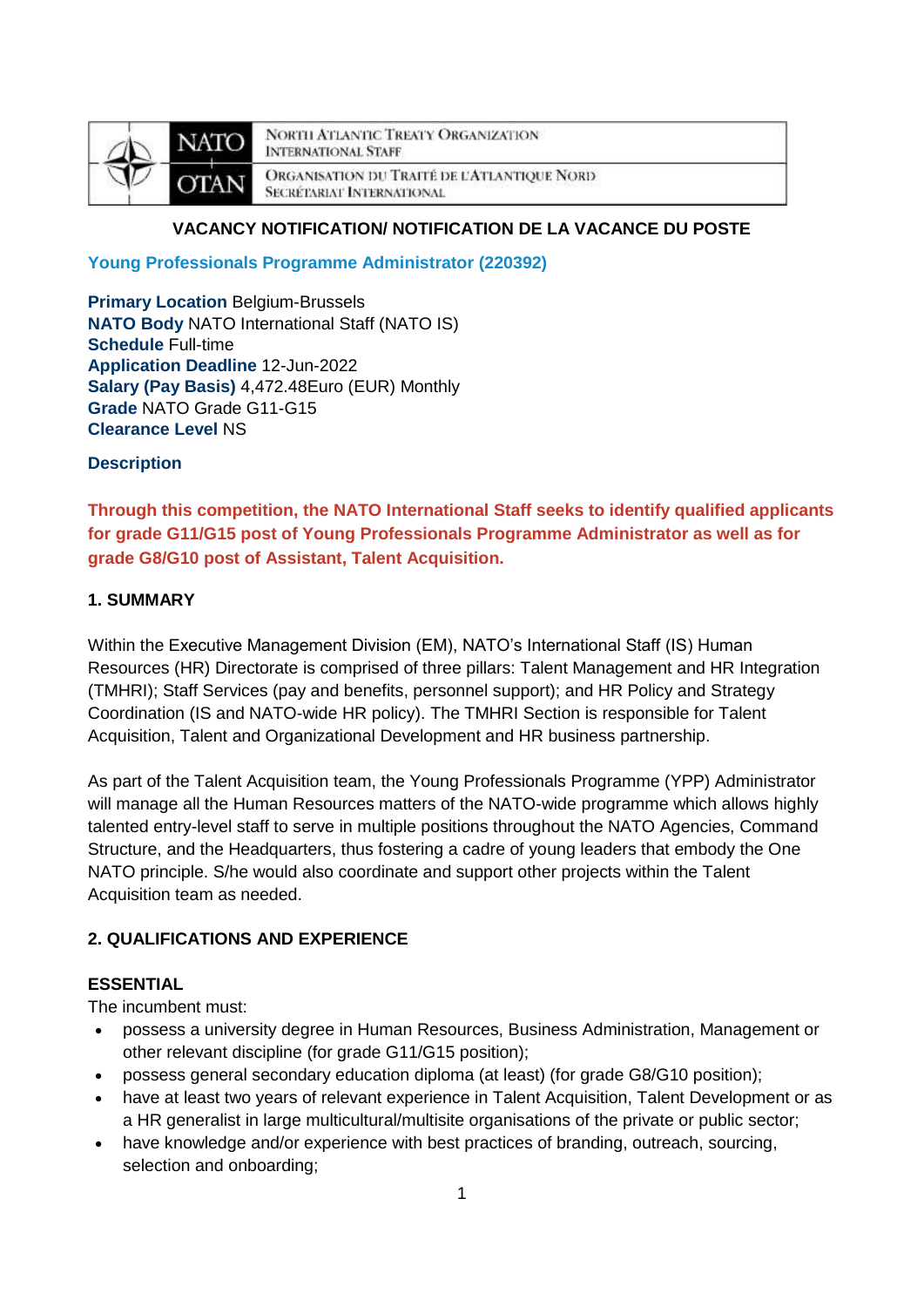| NATO | NORTH ATLANTIC TREATY ORGANIZATION INTERNATIONAL STAFF |
| --- | --- |
| OTAN | ORGANISATION DU TRAITÉ DE L'ATLANTIQUE NORD SECRÉTARIAT INTERNATIONAL |

**VACANCY NOTIFICATION/ NOTIFICATION DE LA VACANCE DU POSTE**

## Young Professionals Programme Administrator (220392)

**Primary Location** Belgium-Brussels
**NATO Body** NATO International Staff (NATO IS)
**Schedule** Full-time
**Application Deadline** 12-Jun-2022
**Salary (Pay Basis)** 4,472.48Euro (EUR) Monthly
**Grade** NATO Grade G11-G15
**Clearance Level** NS

**Description**

**Through this competition, the NATO International Staff seeks to identify qualified applicants for grade G11/G15 post of Young Professionals Programme Administrator as well as for grade G8/G10 post of Assistant, Talent Acquisition.**

### 1. SUMMARY

Within the Executive Management Division (EM), NATO's International Staff (IS) Human Resources (HR) Directorate is comprised of three pillars: Talent Management and HR Integration (TMHRI); Staff Services (pay and benefits, personnel support); and HR Policy and Strategy Coordination (IS and NATO-wide HR policy). The TMHRI Section is responsible for Talent Acquisition, Talent and Organizational Development and HR business partnership.

As part of the Talent Acquisition team, the Young Professionals Programme (YPP) Administrator will manage all the Human Resources matters of the NATO-wide programme which allows highly talented entry-level staff to serve in multiple positions throughout the NATO Agencies, Command Structure, and the Headquarters, thus fostering a cadre of young leaders that embody the One NATO principle. S/he would also coordinate and support other projects within the Talent Acquisition team as needed.

### 2. QUALIFICATIONS AND EXPERIENCE

**ESSENTIAL**

The incumbent must:

- possess a university degree in Human Resources, Business Administration, Management or other relevant discipline (for grade G11/G15 position);
- possess general secondary education diploma (at least) (for grade G8/G10 position);
- have at least two years of relevant experience in Talent Acquisition, Talent Development or as a HR generalist in large multicultural/multisite organisations of the private or public sector;
- have knowledge and/or experience with best practices of branding, outreach, sourcing, selection and onboarding;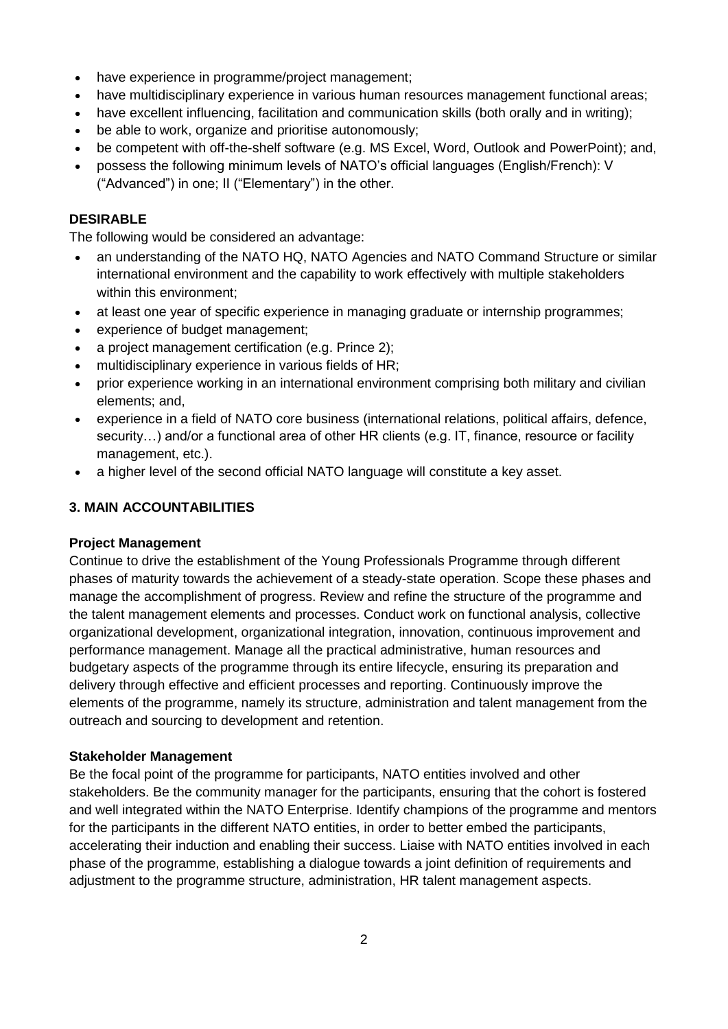- have experience in programme/project management;
- have multidisciplinary experience in various human resources management functional areas;
- have excellent influencing, facilitation and communication skills (both orally and in writing);
- be able to work, organize and prioritise autonomously;
- be competent with off-the-shelf software (e.g. MS Excel, Word, Outlook and PowerPoint); and,
- possess the following minimum levels of NATO's official languages (English/French): V ("Advanced") in one; II ("Elementary") in the other.

**DESIRABLE**

The following would be considered an advantage:

- an understanding of the NATO HQ, NATO Agencies and NATO Command Structure or similar international environment and the capability to work effectively with multiple stakeholders within this environment;
- at least one year of specific experience in managing graduate or internship programmes;
- experience of budget management;
- a project management certification (e.g. Prince 2);
- multidisciplinary experience in various fields of HR;
- prior experience working in an international environment comprising both military and civilian elements; and,
- experience in a field of NATO core business (international relations, political affairs, defence, security…) and/or a functional area of other HR clients (e.g. IT, finance, resource or facility management, etc.).
- a higher level of the second official NATO language will constitute a key asset.

## 3. MAIN ACCOUNTABILITIES

**Project Management**

Continue to drive the establishment of the Young Professionals Programme through different phases of maturity towards the achievement of a steady-state operation. Scope these phases and manage the accomplishment of progress. Review and refine the structure of the programme and the talent management elements and processes. Conduct work on functional analysis, collective organizational development, organizational integration, innovation, continuous improvement and performance management. Manage all the practical administrative, human resources and budgetary aspects of the programme through its entire lifecycle, ensuring its preparation and delivery through effective and efficient processes and reporting. Continuously improve the elements of the programme, namely its structure, administration and talent management from the outreach and sourcing to development and retention.

**Stakeholder Management**

Be the focal point of the programme for participants, NATO entities involved and other stakeholders. Be the community manager for the participants, ensuring that the cohort is fostered and well integrated within the NATO Enterprise. Identify champions of the programme and mentors for the participants in the different NATO entities, in order to better embed the participants, accelerating their induction and enabling their success. Liaise with NATO entities involved in each phase of the programme, establishing a dialogue towards a joint definition of requirements and adjustment to the programme structure, administration, HR talent management aspects.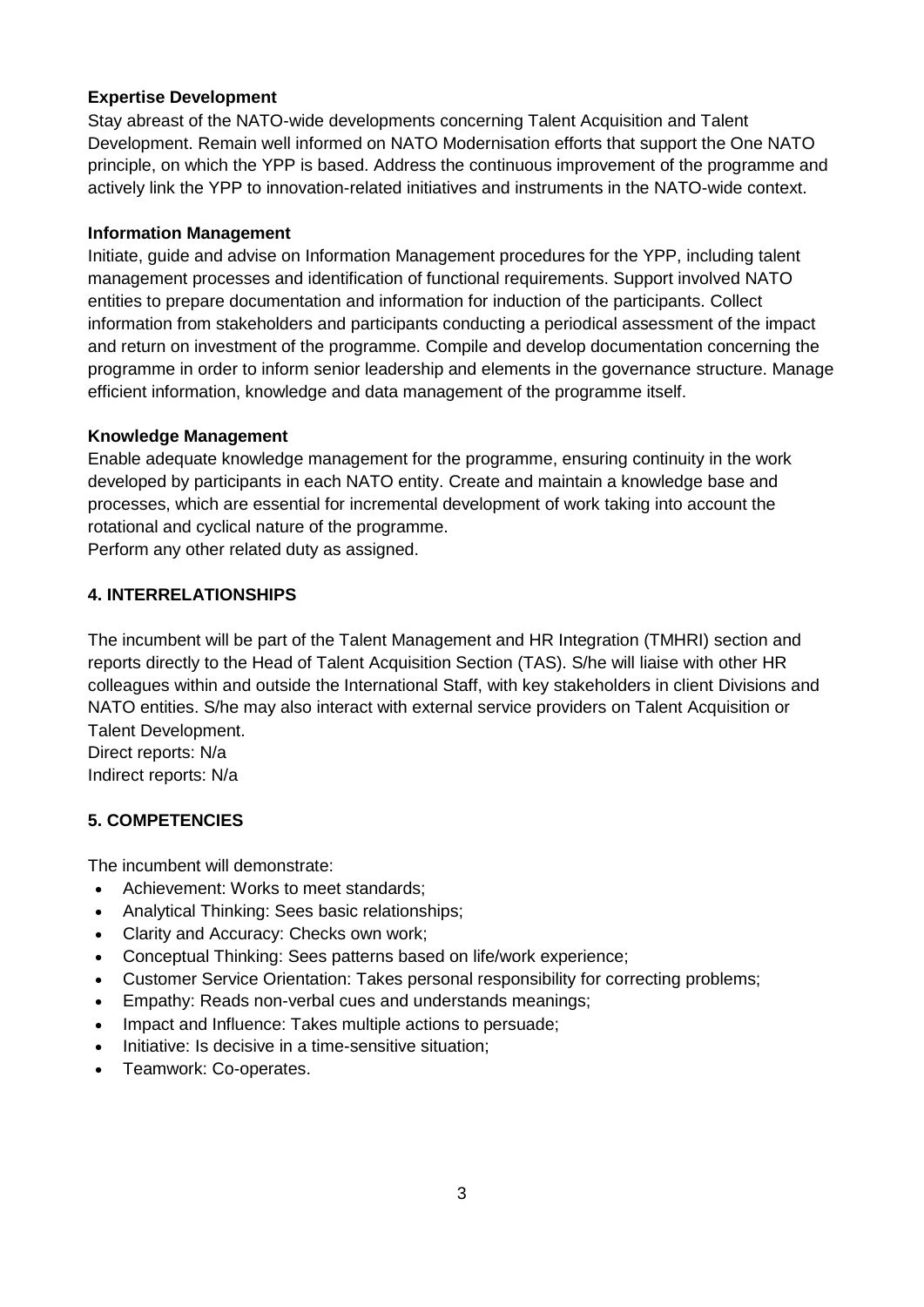**Expertise Development**

Stay abreast of the NATO-wide developments concerning Talent Acquisition and Talent Development. Remain well informed on NATO Modernisation efforts that support the One NATO principle, on which the YPP is based. Address the continuous improvement of the programme and actively link the YPP to innovation-related initiatives and instruments in the NATO-wide context.

**Information Management**

Initiate, guide and advise on Information Management procedures for the YPP, including talent management processes and identification of functional requirements. Support involved NATO entities to prepare documentation and information for induction of the participants. Collect information from stakeholders and participants conducting a periodical assessment of the impact and return on investment of the programme. Compile and develop documentation concerning the programme in order to inform senior leadership and elements in the governance structure. Manage efficient information, knowledge and data management of the programme itself.

**Knowledge Management**

Enable adequate knowledge management for the programme, ensuring continuity in the work developed by participants in each NATO entity. Create and maintain a knowledge base and processes, which are essential for incremental development of work taking into account the rotational and cyclical nature of the programme.
Perform any other related duty as assigned.

## 4. INTERRELATIONSHIPS

The incumbent will be part of the Talent Management and HR Integration (TMHRI) section and reports directly to the Head of Talent Acquisition Section (TAS). S/he will liaise with other HR colleagues within and outside the International Staff, with key stakeholders in client Divisions and NATO entities. S/he may also interact with external service providers on Talent Acquisition or Talent Development.
Direct reports: N/a
Indirect reports: N/a

## 5. COMPETENCIES

The incumbent will demonstrate:

- Achievement: Works to meet standards;
- Analytical Thinking: Sees basic relationships;
- Clarity and Accuracy: Checks own work;
- Conceptual Thinking: Sees patterns based on life/work experience;
- Customer Service Orientation: Takes personal responsibility for correcting problems;
- Empathy: Reads non-verbal cues and understands meanings;
- Impact and Influence: Takes multiple actions to persuade;
- Initiative: Is decisive in a time-sensitive situation;
- Teamwork: Co-operates.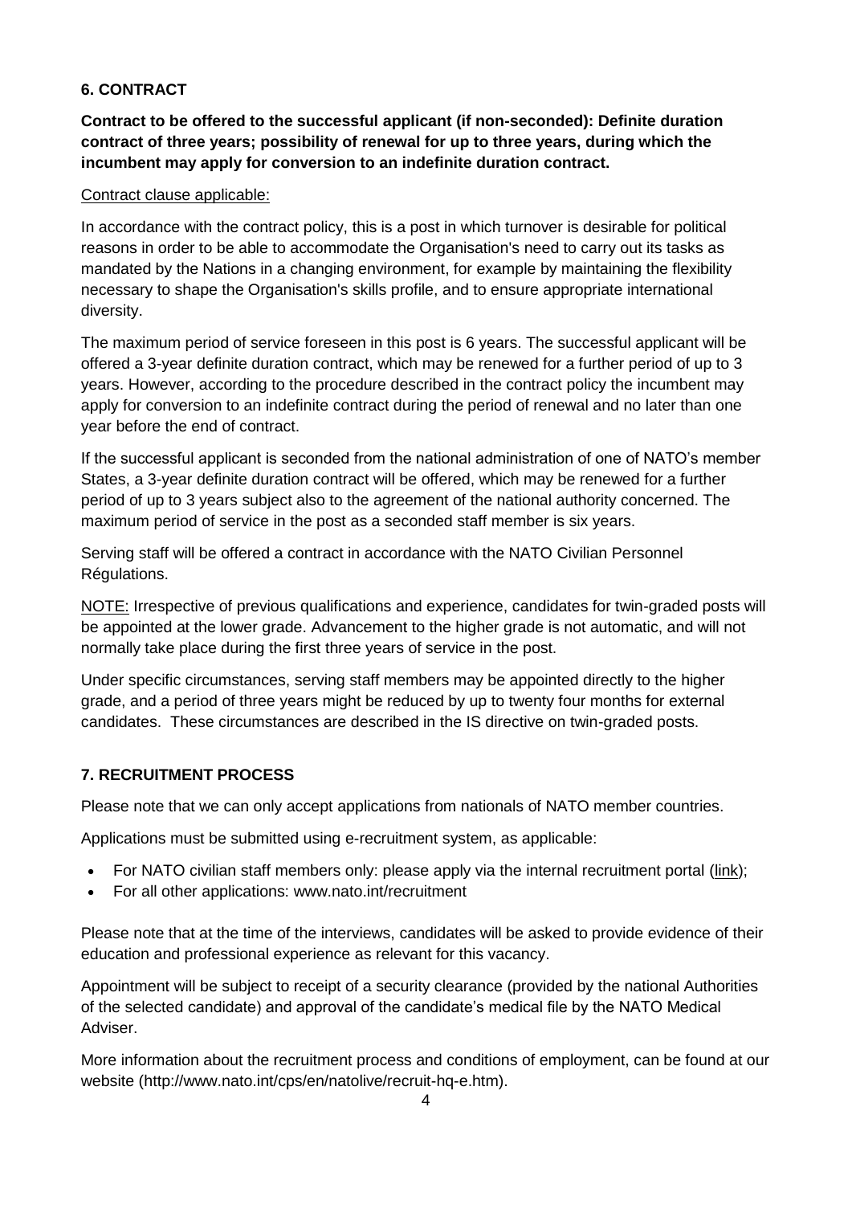## 6. CONTRACT

**Contract to be offered to the successful applicant (if non-seconded): Definite duration contract of three years; possibility of renewal for up to three years, during which the incumbent may apply for conversion to an indefinite duration contract.**

Contract clause applicable:

In accordance with the contract policy, this is a post in which turnover is desirable for political reasons in order to be able to accommodate the Organisation's need to carry out its tasks as mandated by the Nations in a changing environment, for example by maintaining the flexibility necessary to shape the Organisation's skills profile, and to ensure appropriate international diversity.

The maximum period of service foreseen in this post is 6 years. The successful applicant will be offered a 3-year definite duration contract, which may be renewed for a further period of up to 3 years. However, according to the procedure described in the contract policy the incumbent may apply for conversion to an indefinite contract during the period of renewal and no later than one year before the end of contract.

If the successful applicant is seconded from the national administration of one of NATO's member States, a 3-year definite duration contract will be offered, which may be renewed for a further period of up to 3 years subject also to the agreement of the national authority concerned. The maximum period of service in the post as a seconded staff member is six years.

Serving staff will be offered a contract in accordance with the NATO Civilian Personnel Régulations.

NOTE: Irrespective of previous qualifications and experience, candidates for twin-graded posts will be appointed at the lower grade. Advancement to the higher grade is not automatic, and will not normally take place during the first three years of service in the post.

Under specific circumstances, serving staff members may be appointed directly to the higher grade, and a period of three years might be reduced by up to twenty four months for external candidates. These circumstances are described in the IS directive on twin-graded posts.

## 7. RECRUITMENT PROCESS

Please note that we can only accept applications from nationals of NATO member countries.

Applications must be submitted using e-recruitment system, as applicable:

- For NATO civilian staff members only: please apply via the internal recruitment portal (link);
- For all other applications: www.nato.int/recruitment

Please note that at the time of the interviews, candidates will be asked to provide evidence of their education and professional experience as relevant for this vacancy.

Appointment will be subject to receipt of a security clearance (provided by the national Authorities of the selected candidate) and approval of the candidate's medical file by the NATO Medical Adviser.

More information about the recruitment process and conditions of employment, can be found at our website (http://www.nato.int/cps/en/natolive/recruit-hq-e.htm).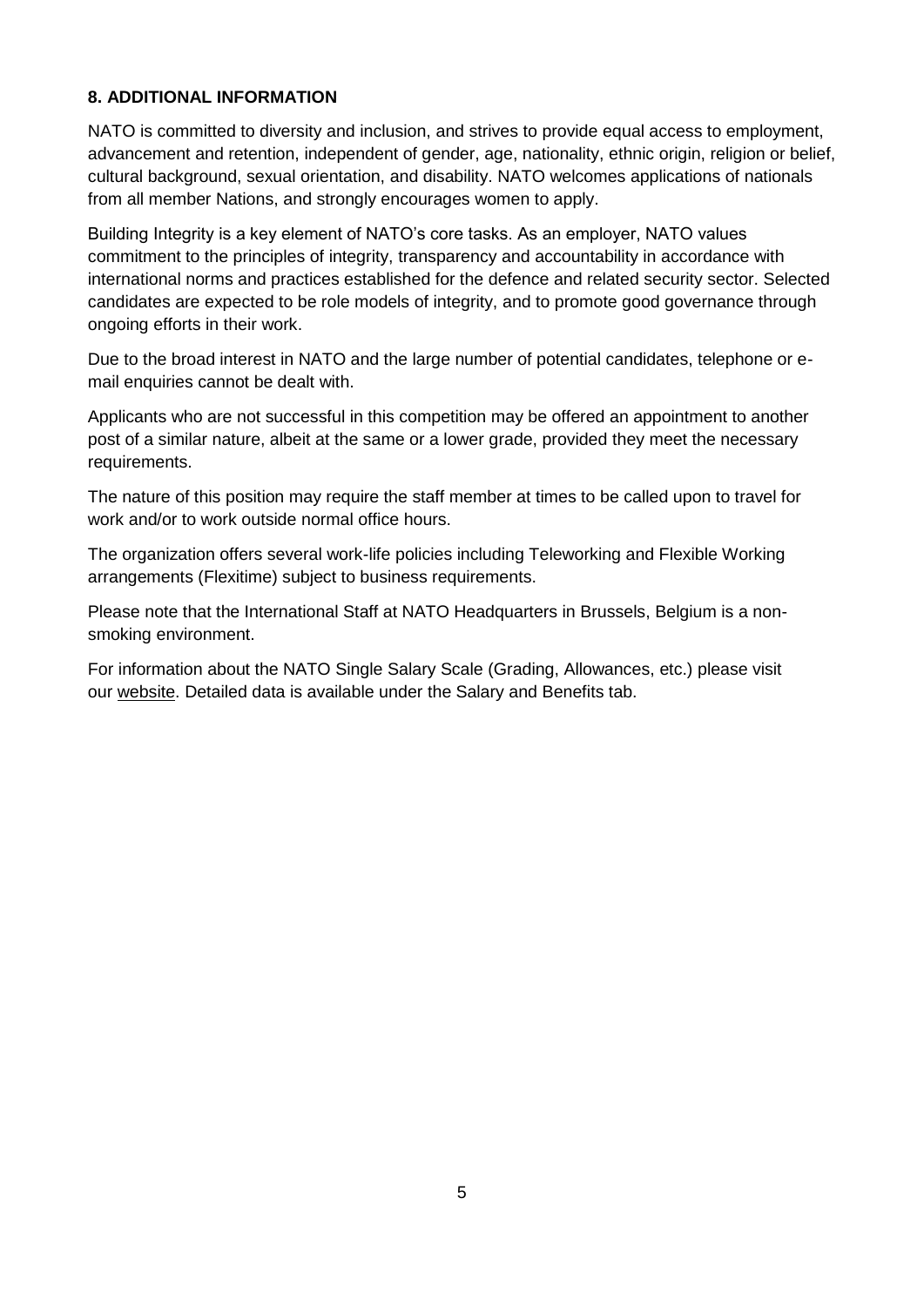## 8. ADDITIONAL INFORMATION

NATO is committed to diversity and inclusion, and strives to provide equal access to employment, advancement and retention, independent of gender, age, nationality, ethnic origin, religion or belief, cultural background, sexual orientation, and disability. NATO welcomes applications of nationals from all member Nations, and strongly encourages women to apply.

Building Integrity is a key element of NATO's core tasks. As an employer, NATO values commitment to the principles of integrity, transparency and accountability in accordance with international norms and practices established for the defence and related security sector. Selected candidates are expected to be role models of integrity, and to promote good governance through ongoing efforts in their work.

Due to the broad interest in NATO and the large number of potential candidates, telephone or e-mail enquiries cannot be dealt with.

Applicants who are not successful in this competition may be offered an appointment to another post of a similar nature, albeit at the same or a lower grade, provided they meet the necessary requirements.

The nature of this position may require the staff member at times to be called upon to travel for work and/or to work outside normal office hours.

The organization offers several work-life policies including Teleworking and Flexible Working arrangements (Flexitime) subject to business requirements.

Please note that the International Staff at NATO Headquarters in Brussels, Belgium is a non-smoking environment.

For information about the NATO Single Salary Scale (Grading, Allowances, etc.) please visit our website. Detailed data is available under the Salary and Benefits tab.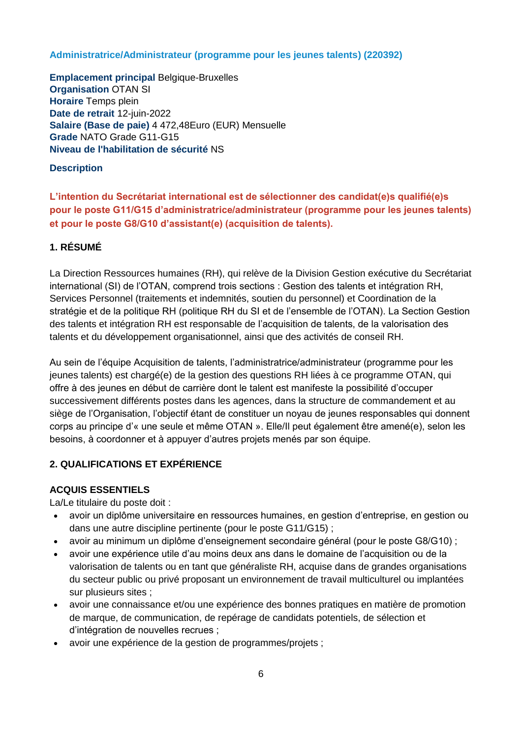### Administratrice/Administrateur (programme pour les jeunes talents) (220392)

**Emplacement principal** Belgique-Bruxelles
**Organisation** OTAN SI
**Horaire** Temps plein
**Date de retrait** 12-juin-2022
**Salaire (Base de paie)** 4 472,48Euro (EUR) Mensuelle
**Grade** NATO Grade G11-G15
**Niveau de l'habilitation de sécurité** NS

**Description**

**L'intention du Secrétariat international est de sélectionner des candidat(e)s qualifié(e)s pour le poste G11/G15 d'administratrice/administrateur (programme pour les jeunes talents) et pour le poste G8/G10 d'assistant(e) (acquisition de talents).**

#### 1. RÉSUMÉ

La Direction Ressources humaines (RH), qui relève de la Division Gestion exécutive du Secrétariat international (SI) de l'OTAN, comprend trois sections : Gestion des talents et intégration RH, Services Personnel (traitements et indemnités, soutien du personnel) et Coordination de la stratégie et de la politique RH (politique RH du SI et de l'ensemble de l'OTAN). La Section Gestion des talents et intégration RH est responsable de l'acquisition de talents, de la valorisation des talents et du développement organisationnel, ainsi que des activités de conseil RH.

Au sein de l'équipe Acquisition de talents, l'administratrice/administrateur (programme pour les jeunes talents) est chargé(e) de la gestion des questions RH liées à ce programme OTAN, qui offre à des jeunes en début de carrière dont le talent est manifeste la possibilité d'occuper successivement différents postes dans les agences, dans la structure de commandement et au siège de l'Organisation, l'objectif étant de constituer un noyau de jeunes responsables qui donnent corps au principe d'« une seule et même OTAN ». Elle/Il peut également être amené(e), selon les besoins, à coordonner et à appuyer d'autres projets menés par son équipe.

#### 2. QUALIFICATIONS ET EXPÉRIENCE

**ACQUIS ESSENTIELS**
La/Le titulaire du poste doit :

- avoir un diplôme universitaire en ressources humaines, en gestion d'entreprise, en gestion ou dans une autre discipline pertinente (pour le poste G11/G15) ;
- avoir au minimum un diplôme d'enseignement secondaire général (pour le poste G8/G10) ;
- avoir une expérience utile d'au moins deux ans dans le domaine de l'acquisition ou de la valorisation de talents ou en tant que généraliste RH, acquise dans de grandes organisations du secteur public ou privé proposant un environnement de travail multiculturel ou implantées sur plusieurs sites ;
- avoir une connaissance et/ou une expérience des bonnes pratiques en matière de promotion de marque, de communication, de repérage de candidats potentiels, de sélection et d'intégration de nouvelles recrues ;
- avoir une expérience de la gestion de programmes/projets ;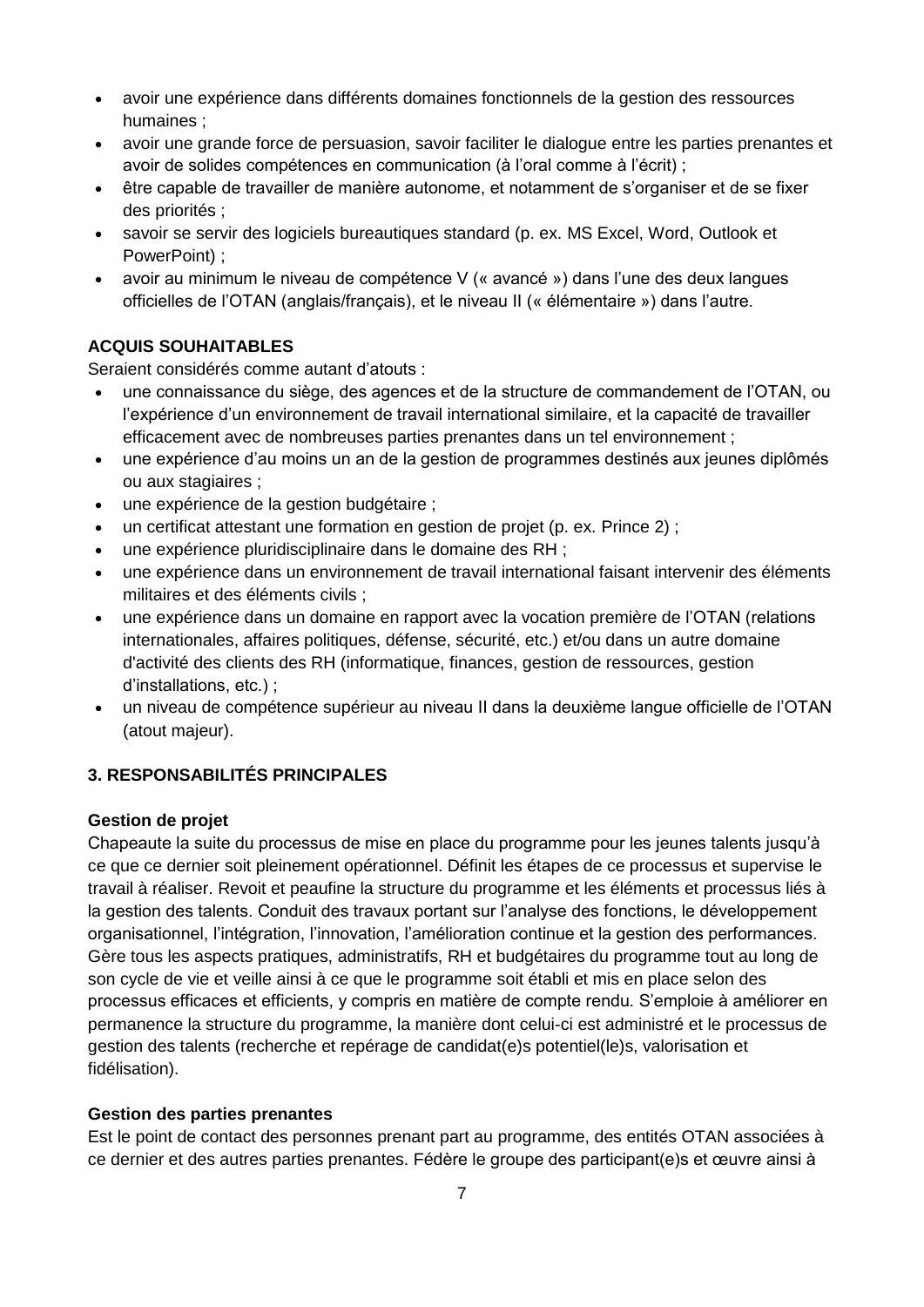- avoir une expérience dans différents domaines fonctionnels de la gestion des ressources humaines ;
- avoir une grande force de persuasion, savoir faciliter le dialogue entre les parties prenantes et avoir de solides compétences en communication (à l'oral comme à l'écrit) ;
- être capable de travailler de manière autonome, et notamment de s'organiser et de se fixer des priorités ;
- savoir se servir des logiciels bureautiques standard (p. ex. MS Excel, Word, Outlook et PowerPoint) ;
- avoir au minimum le niveau de compétence V (« avancé ») dans l'une des deux langues officielles de l'OTAN (anglais/français), et le niveau II (« élémentaire ») dans l'autre.

**ACQUIS SOUHAITABLES**

Seraient considérés comme autant d'atouts :

- une connaissance du siège, des agences et de la structure de commandement de l'OTAN, ou l'expérience d'un environnement de travail international similaire, et la capacité de travailler efficacement avec de nombreuses parties prenantes dans un tel environnement ;
- une expérience d'au moins un an de la gestion de programmes destinés aux jeunes diplômés ou aux stagiaires ;
- une expérience de la gestion budgétaire ;
- un certificat attestant une formation en gestion de projet (p. ex. Prince 2) ;
- une expérience pluridisciplinaire dans le domaine des RH ;
- une expérience dans un environnement de travail international faisant intervenir des éléments militaires et des éléments civils ;
- une expérience dans un domaine en rapport avec la vocation première de l'OTAN (relations internationales, affaires politiques, défense, sécurité, etc.) et/ou dans un autre domaine d'activité des clients des RH (informatique, finances, gestion de ressources, gestion d'installations, etc.) ;
- un niveau de compétence supérieur au niveau II dans la deuxième langue officielle de l'OTAN (atout majeur).

## 3. RESPONSABILITÉS PRINCIPALES

**Gestion de projet**

Chapeaute la suite du processus de mise en place du programme pour les jeunes talents jusqu'à ce que ce dernier soit pleinement opérationnel. Définit les étapes de ce processus et supervise le travail à réaliser. Revoit et peaufine la structure du programme et les éléments et processus liés à la gestion des talents. Conduit des travaux portant sur l'analyse des fonctions, le développement organisationnel, l'intégration, l'innovation, l'amélioration continue et la gestion des performances. Gère tous les aspects pratiques, administratifs, RH et budgétaires du programme tout au long de son cycle de vie et veille ainsi à ce que le programme soit établi et mis en place selon des processus efficaces et efficients, y compris en matière de compte rendu. S'emploie à améliorer en permanence la structure du programme, la manière dont celui-ci est administré et le processus de gestion des talents (recherche et repérage de candidat(e)s potentiel(le)s, valorisation et fidélisation).

**Gestion des parties prenantes**

Est le point de contact des personnes prenant part au programme, des entités OTAN associées à ce dernier et des autres parties prenantes. Fédère le groupe des participant(e)s et œuvre ainsi à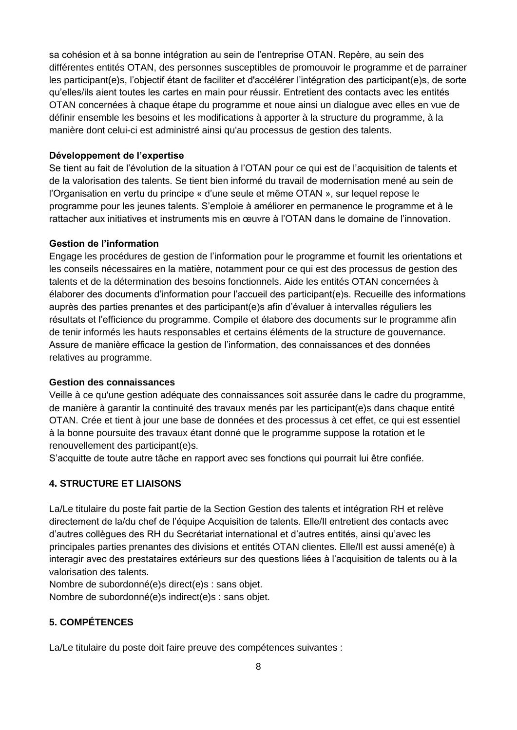sa cohésion et à sa bonne intégration au sein de l'entreprise OTAN. Repère, au sein des différentes entités OTAN, des personnes susceptibles de promouvoir le programme et de parrainer les participant(e)s, l'objectif étant de faciliter et d'accélérer l'intégration des participant(e)s, de sorte qu'elles/ils aient toutes les cartes en main pour réussir. Entretient des contacts avec les entités OTAN concernées à chaque étape du programme et noue ainsi un dialogue avec elles en vue de définir ensemble les besoins et les modifications à apporter à la structure du programme, à la manière dont celui-ci est administré ainsi qu'au processus de gestion des talents.

**Développement de l'expertise**
Se tient au fait de l'évolution de la situation à l'OTAN pour ce qui est de l'acquisition de talents et de la valorisation des talents. Se tient bien informé du travail de modernisation mené au sein de l'Organisation en vertu du principe « d'une seule et même OTAN », sur lequel repose le programme pour les jeunes talents. S'emploie à améliorer en permanence le programme et à le rattacher aux initiatives et instruments mis en œuvre à l'OTAN dans le domaine de l'innovation.

**Gestion de l'information**
Engage les procédures de gestion de l'information pour le programme et fournit les orientations et les conseils nécessaires en la matière, notamment pour ce qui est des processus de gestion des talents et de la détermination des besoins fonctionnels. Aide les entités OTAN concernées à élaborer des documents d'information pour l'accueil des participant(e)s. Recueille des informations auprès des parties prenantes et des participant(e)s afin d'évaluer à intervalles réguliers les résultats et l'efficience du programme. Compile et élabore des documents sur le programme afin de tenir informés les hauts responsables et certains éléments de la structure de gouvernance. Assure de manière efficace la gestion de l'information, des connaissances et des données relatives au programme.

**Gestion des connaissances**
Veille à ce qu'une gestion adéquate des connaissances soit assurée dans le cadre du programme, de manière à garantir la continuité des travaux menés par les participant(e)s dans chaque entité OTAN. Crée et tient à jour une base de données et des processus à cet effet, ce qui est essentiel à la bonne poursuite des travaux étant donné que le programme suppose la rotation et le renouvellement des participant(e)s.
S'acquitte de toute autre tâche en rapport avec ses fonctions qui pourrait lui être confiée.

## 4. STRUCTURE ET LIAISONS

La/Le titulaire du poste fait partie de la Section Gestion des talents et intégration RH et relève directement de la/du chef de l'équipe Acquisition de talents. Elle/Il entretient des contacts avec d'autres collègues des RH du Secrétariat international et d'autres entités, ainsi qu'avec les principales parties prenantes des divisions et entités OTAN clientes. Elle/Il est aussi amené(e) à interagir avec des prestataires extérieurs sur des questions liées à l'acquisition de talents ou à la valorisation des talents.
Nombre de subordonné(e)s direct(e)s : sans objet.
Nombre de subordonné(e)s indirect(e)s : sans objet.

## 5. COMPÉTENCES

La/Le titulaire du poste doit faire preuve des compétences suivantes :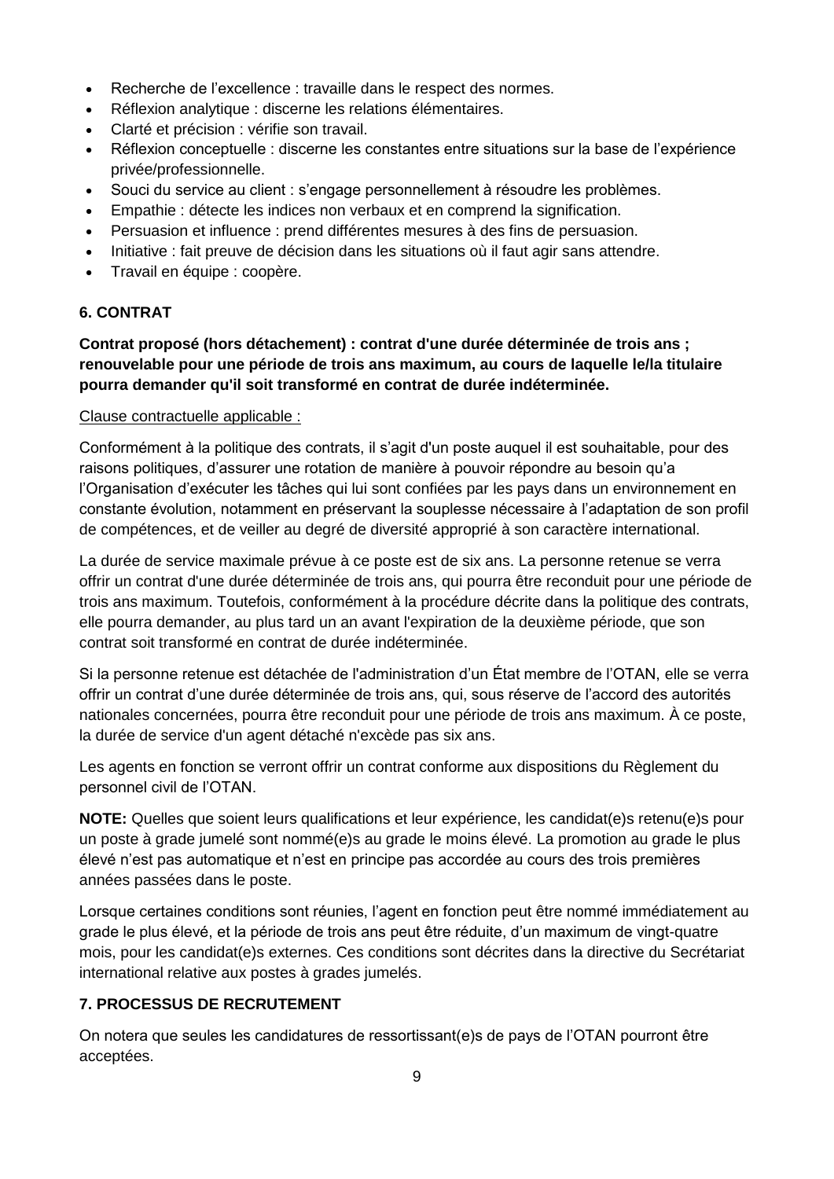- Recherche de l'excellence : travaille dans le respect des normes.
- Réflexion analytique : discerne les relations élémentaires.
- Clarté et précision : vérifie son travail.
- Réflexion conceptuelle : discerne les constantes entre situations sur la base de l'expérience privée/professionnelle.
- Souci du service au client : s'engage personnellement à résoudre les problèmes.
- Empathie : détecte les indices non verbaux et en comprend la signification.
- Persuasion et influence : prend différentes mesures à des fins de persuasion.
- Initiative : fait preuve de décision dans les situations où il faut agir sans attendre.
- Travail en équipe : coopère.

## 6. CONTRAT

**Contrat proposé (hors détachement) : contrat d'une durée déterminée de trois ans ; renouvelable pour une période de trois ans maximum, au cours de laquelle le/la titulaire pourra demander qu'il soit transformé en contrat de durée indéterminée.**

Clause contractuelle applicable :

Conformément à la politique des contrats, il s'agit d'un poste auquel il est souhaitable, pour des raisons politiques, d'assurer une rotation de manière à pouvoir répondre au besoin qu'a l'Organisation d'exécuter les tâches qui lui sont confiées par les pays dans un environnement en constante évolution, notamment en préservant la souplesse nécessaire à l'adaptation de son profil de compétences, et de veiller au degré de diversité approprié à son caractère international.

La durée de service maximale prévue à ce poste est de six ans. La personne retenue se verra offrir un contrat d'une durée déterminée de trois ans, qui pourra être reconduit pour une période de trois ans maximum. Toutefois, conformément à la procédure décrite dans la politique des contrats, elle pourra demander, au plus tard un an avant l'expiration de la deuxième période, que son contrat soit transformé en contrat de durée indéterminée.

Si la personne retenue est détachée de l'administration d'un État membre de l'OTAN, elle se verra offrir un contrat d'une durée déterminée de trois ans, qui, sous réserve de l'accord des autorités nationales concernées, pourra être reconduit pour une période de trois ans maximum. À ce poste, la durée de service d'un agent détaché n'excède pas six ans.

Les agents en fonction se verront offrir un contrat conforme aux dispositions du Règlement du personnel civil de l'OTAN.

**NOTE:** Quelles que soient leurs qualifications et leur expérience, les candidat(e)s retenu(e)s pour un poste à grade jumelé sont nommé(e)s au grade le moins élevé. La promotion au grade le plus élevé n'est pas automatique et n'est en principe pas accordée au cours des trois premières années passées dans le poste.

Lorsque certaines conditions sont réunies, l'agent en fonction peut être nommé immédiatement au grade le plus élevé, et la période de trois ans peut être réduite, d'un maximum de vingt-quatre mois, pour les candidat(e)s externes. Ces conditions sont décrites dans la directive du Secrétariat international relative aux postes à grades jumelés.

## 7. PROCESSUS DE RECRUTEMENT

On notera que seules les candidatures de ressortissant(e)s de pays de l'OTAN pourront être acceptées.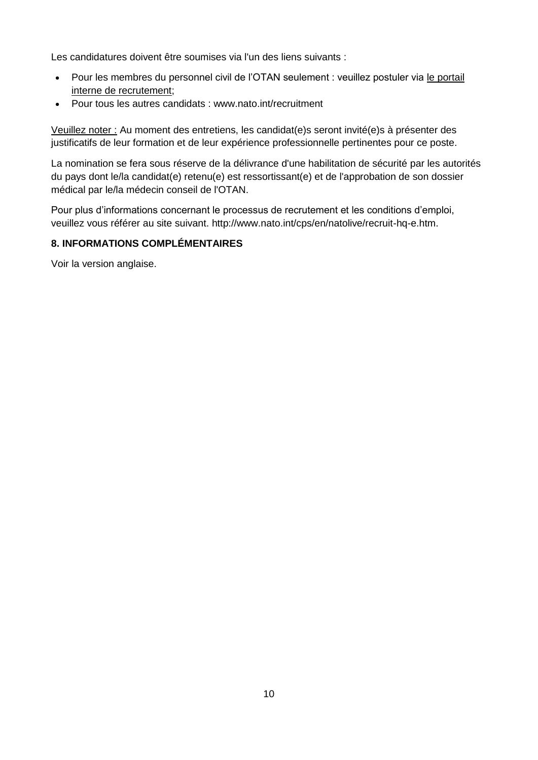Les candidatures doivent être soumises via l'un des liens suivants :

- Pour les membres du personnel civil de l'OTAN seulement : veuillez postuler via le portail interne de recrutement;
- Pour tous les autres candidats : www.nato.int/recruitment

Veuillez noter : Au moment des entretiens, les candidat(e)s seront invité(e)s à présenter des justificatifs de leur formation et de leur expérience professionnelle pertinentes pour ce poste.

La nomination se fera sous réserve de la délivrance d'une habilitation de sécurité par les autorités du pays dont le/la candidat(e) retenu(e) est ressortissant(e) et de l'approbation de son dossier médical par le/la médecin conseil de l'OTAN.

Pour plus d'informations concernant le processus de recrutement et les conditions d'emploi, veuillez vous référer au site suivant. http://www.nato.int/cps/en/natolive/recruit-hq-e.htm.

**8. INFORMATIONS COMPLÉMENTAIRES**

Voir la version anglaise.